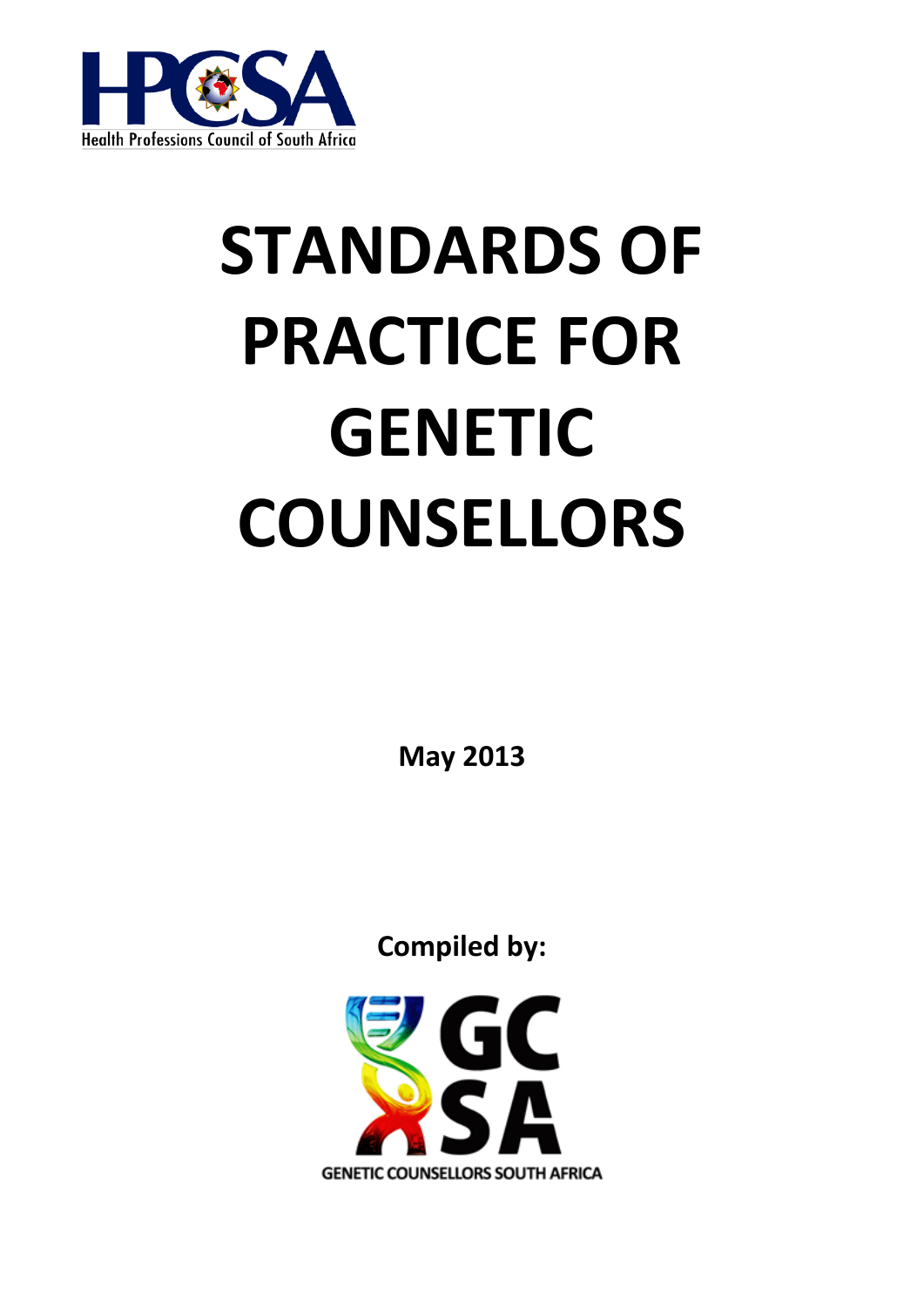Health Professions Council of South Africa

# STANDARDS OF PRACTICE FOR GENETIC COUNSELLORS

**May 2013**

**Compiled by:**

GENETIC COUNSELLORS SOUTH AFRICA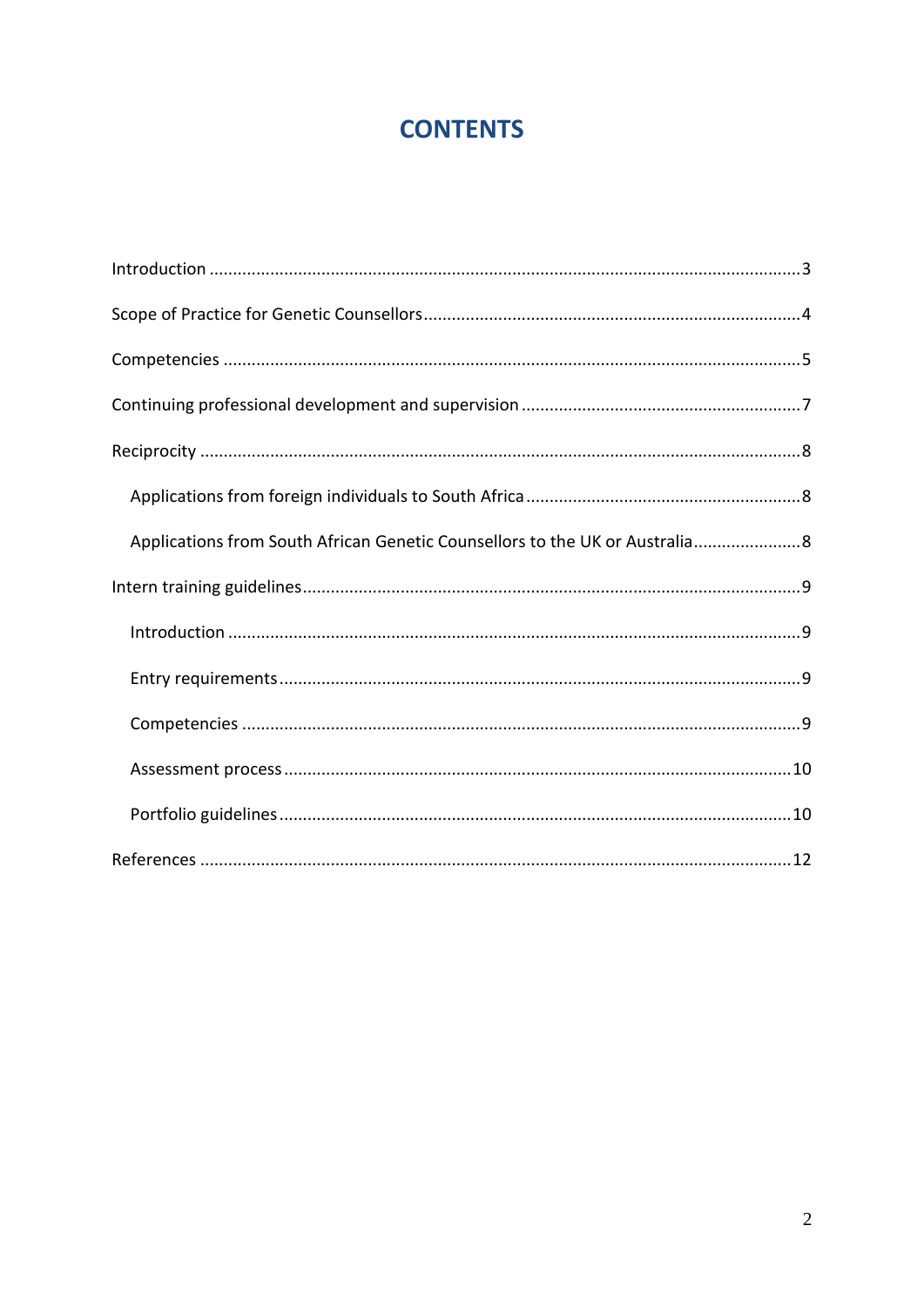# CONTENTS

Introduction ............................................................................................................................3

Scope of Practice for Genetic Counsellors ................................................................................4

Competencies ..........................................................................................................................5

Continuing professional development and supervision ...........................................................7

Reciprocity ...............................................................................................................................8

- Applications from foreign individuals to South Africa ..........................................................8
- Applications from South African Genetic Counsellors to the UK or Australia.......................8

Intern training guidelines .........................................................................................................9

- Introduction .........................................................................................................................9
- Entry requirements ..............................................................................................................9
- Competencies ......................................................................................................................9
- Assessment process ...........................................................................................................10
- Portfolio guidelines ............................................................................................................10

References .............................................................................................................................12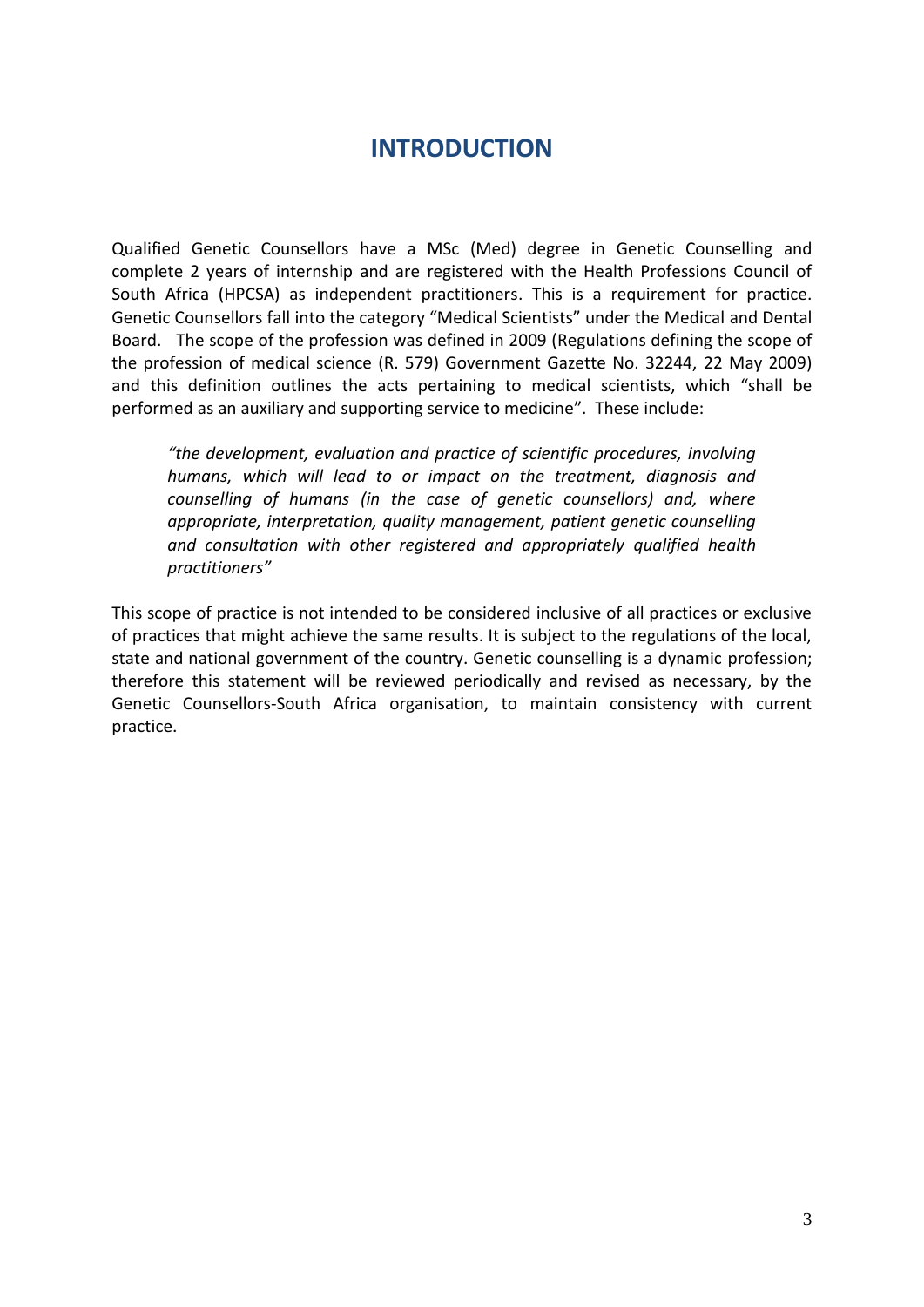# INTRODUCTION

Qualified Genetic Counsellors have a MSc (Med) degree in Genetic Counselling and complete 2 years of internship and are registered with the Health Professions Council of South Africa (HPCSA) as independent practitioners. This is a requirement for practice. Genetic Counsellors fall into the category "Medical Scientists" under the Medical and Dental Board. The scope of the profession was defined in 2009 (Regulations defining the scope of the profession of medical science (R. 579) Government Gazette No. 32244, 22 May 2009) and this definition outlines the acts pertaining to medical scientists, which "shall be performed as an auxiliary and supporting service to medicine". These include:

> *"the development, evaluation and practice of scientific procedures, involving humans, which will lead to or impact on the treatment, diagnosis and counselling of humans (in the case of genetic counsellors) and, where appropriate, interpretation, quality management, patient genetic counselling and consultation with other registered and appropriately qualified health practitioners"*

This scope of practice is not intended to be considered inclusive of all practices or exclusive of practices that might achieve the same results. It is subject to the regulations of the local, state and national government of the country. Genetic counselling is a dynamic profession; therefore this statement will be reviewed periodically and revised as necessary, by the Genetic Counsellors-South Africa organisation, to maintain consistency with current practice.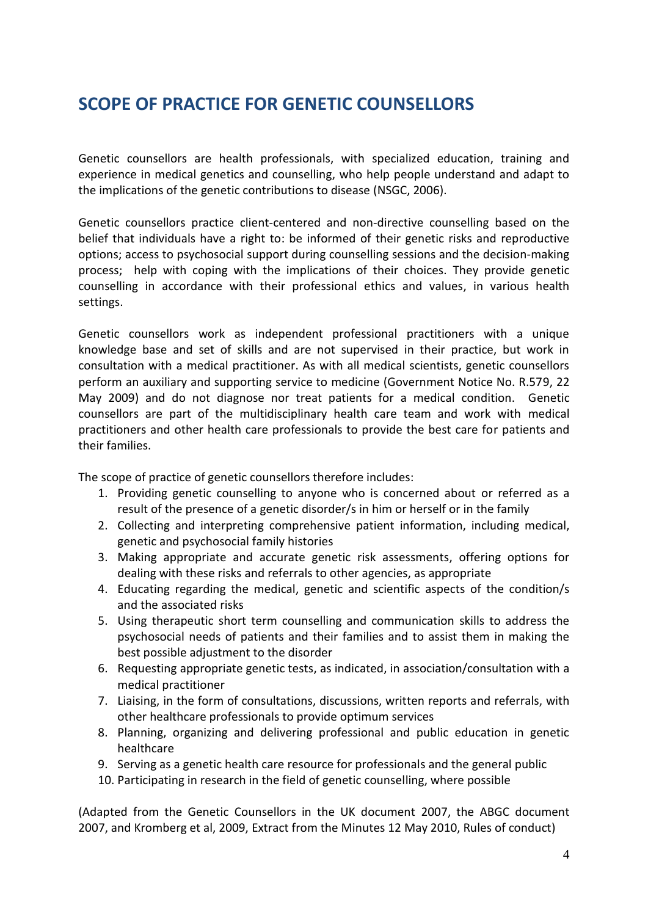# SCOPE OF PRACTICE FOR GENETIC COUNSELLORS

Genetic counsellors are health professionals, with specialized education, training and experience in medical genetics and counselling, who help people understand and adapt to the implications of the genetic contributions to disease (NSGC, 2006).

Genetic counsellors practice client-centered and non-directive counselling based on the belief that individuals have a right to: be informed of their genetic risks and reproductive options; access to psychosocial support during counselling sessions and the decision-making process; help with coping with the implications of their choices. They provide genetic counselling in accordance with their professional ethics and values, in various health settings.

Genetic counsellors work as independent professional practitioners with a unique knowledge base and set of skills and are not supervised in their practice, but work in consultation with a medical practitioner. As with all medical scientists, genetic counsellors perform an auxiliary and supporting service to medicine (Government Notice No. R.579, 22 May 2009) and do not diagnose nor treat patients for a medical condition. Genetic counsellors are part of the multidisciplinary health care team and work with medical practitioners and other health care professionals to provide the best care for patients and their families.

The scope of practice of genetic counsellors therefore includes:

1. Providing genetic counselling to anyone who is concerned about or referred as a result of the presence of a genetic disorder/s in him or herself or in the family
2. Collecting and interpreting comprehensive patient information, including medical, genetic and psychosocial family histories
3. Making appropriate and accurate genetic risk assessments, offering options for dealing with these risks and referrals to other agencies, as appropriate
4. Educating regarding the medical, genetic and scientific aspects of the condition/s and the associated risks
5. Using therapeutic short term counselling and communication skills to address the psychosocial needs of patients and their families and to assist them in making the best possible adjustment to the disorder
6. Requesting appropriate genetic tests, as indicated, in association/consultation with a medical practitioner
7. Liaising, in the form of consultations, discussions, written reports and referrals, with other healthcare professionals to provide optimum services
8. Planning, organizing and delivering professional and public education in genetic healthcare
9. Serving as a genetic health care resource for professionals and the general public
10. Participating in research in the field of genetic counselling, where possible

(Adapted from the Genetic Counsellors in the UK document 2007, the ABGC document 2007, and Kromberg et al, 2009, Extract from the Minutes 12 May 2010, Rules of conduct)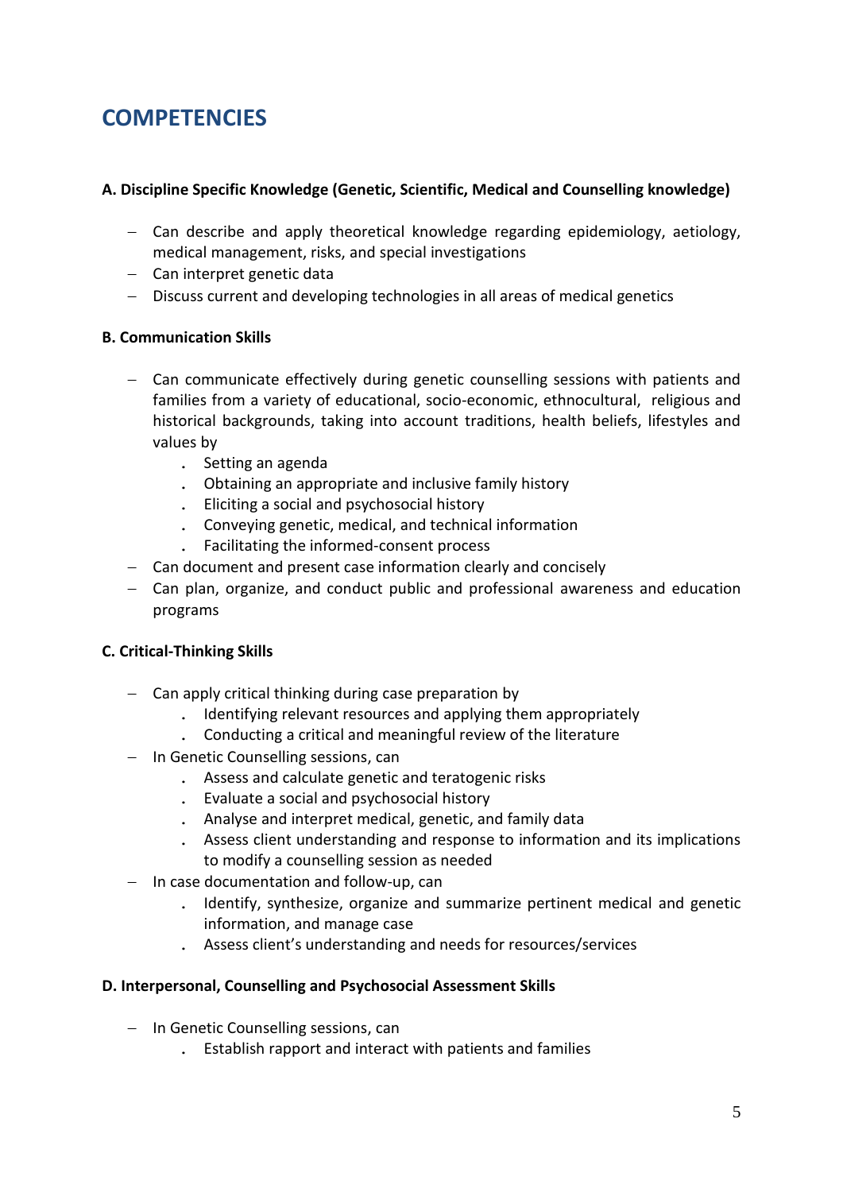# COMPETENCIES

**A. Discipline Specific Knowledge (Genetic, Scientific, Medical and Counselling knowledge)**

- Can describe and apply theoretical knowledge regarding epidemiology, aetiology, medical management, risks, and special investigations
- Can interpret genetic data
- Discuss current and developing technologies in all areas of medical genetics

**B. Communication Skills**

- Can communicate effectively during genetic counselling sessions with patients and families from a variety of educational, socio-economic, ethnocultural, religious and historical backgrounds, taking into account traditions, health beliefs, lifestyles and values by
  - Setting an agenda
  - Obtaining an appropriate and inclusive family history
  - Eliciting a social and psychosocial history
  - Conveying genetic, medical, and technical information
  - Facilitating the informed-consent process
- Can document and present case information clearly and concisely
- Can plan, organize, and conduct public and professional awareness and education programs

**C. Critical-Thinking Skills**

- Can apply critical thinking during case preparation by
  - Identifying relevant resources and applying them appropriately
  - Conducting a critical and meaningful review of the literature
- In Genetic Counselling sessions, can
  - Assess and calculate genetic and teratogenic risks
  - Evaluate a social and psychosocial history
  - Analyse and interpret medical, genetic, and family data
  - Assess client understanding and response to information and its implications to modify a counselling session as needed
- In case documentation and follow-up, can
  - Identify, synthesize, organize and summarize pertinent medical and genetic information, and manage case
  - Assess client's understanding and needs for resources/services

**D. Interpersonal, Counselling and Psychosocial Assessment Skills**

- In Genetic Counselling sessions, can
  - Establish rapport and interact with patients and families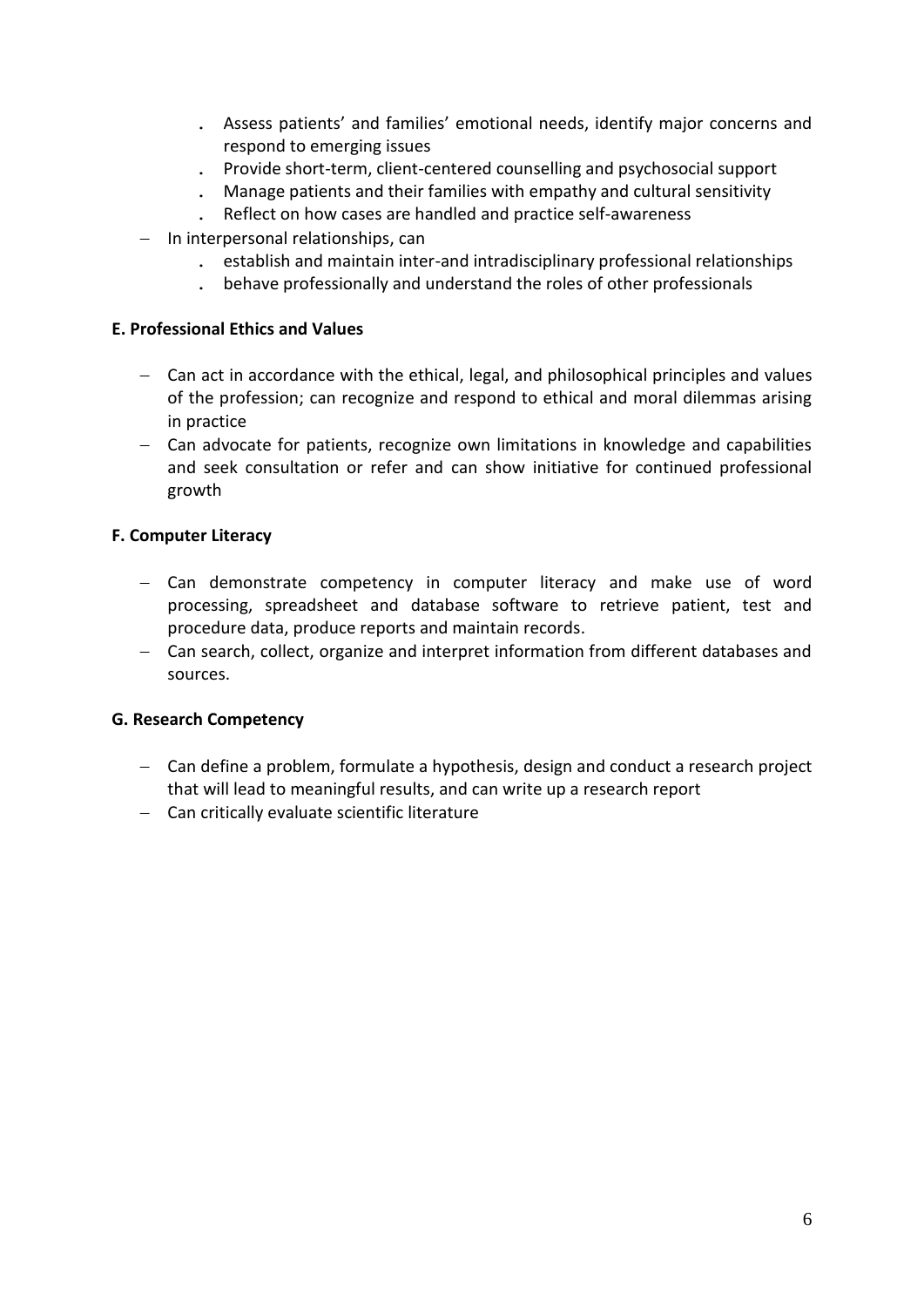- Assess patients' and families' emotional needs, identify major concerns and respond to emerging issues
  - Provide short-term, client-centered counselling and psychosocial support
  - Manage patients and their families with empathy and cultural sensitivity
  - Reflect on how cases are handled and practice self-awareness
- In interpersonal relationships, can
  - establish and maintain inter-and intradisciplinary professional relationships
  - behave professionally and understand the roles of other professionals

**E. Professional Ethics and Values**

- Can act in accordance with the ethical, legal, and philosophical principles and values of the profession; can recognize and respond to ethical and moral dilemmas arising in practice
- Can advocate for patients, recognize own limitations in knowledge and capabilities and seek consultation or refer and can show initiative for continued professional growth

**F. Computer Literacy**

- Can demonstrate competency in computer literacy and make use of word processing, spreadsheet and database software to retrieve patient, test and procedure data, produce reports and maintain records.
- Can search, collect, organize and interpret information from different databases and sources.

**G. Research Competency**

- Can define a problem, formulate a hypothesis, design and conduct a research project that will lead to meaningful results, and can write up a research report
- Can critically evaluate scientific literature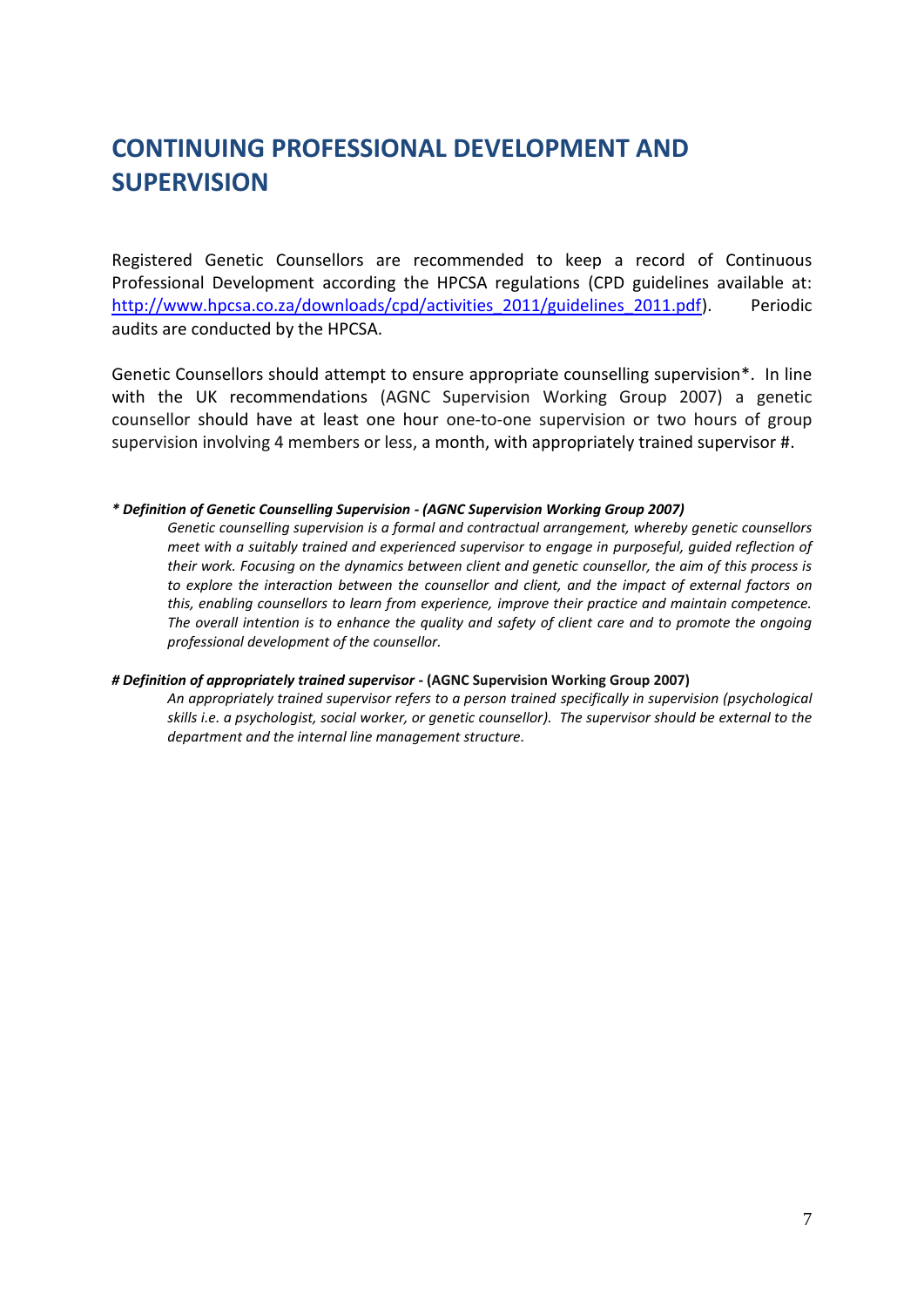# CONTINUING PROFESSIONAL DEVELOPMENT AND SUPERVISION

Registered Genetic Counsellors are recommended to keep a record of Continuous Professional Development according the HPCSA regulations (CPD guidelines available at: [http://www.hpcsa.co.za/downloads/cpd/activities_2011/guidelines_2011.pdf](http://www.hpcsa.co.za/downloads/cpd/activities_2011/guidelines_2011.pdf)). Periodic audits are conducted by the HPCSA.

Genetic Counsellors should attempt to ensure appropriate counselling supervision*. In line with the UK recommendations (AGNC Supervision Working Group 2007) a genetic counsellor should have at least one hour one-to-one supervision or two hours of group supervision involving 4 members or less, a month, with appropriately trained supervisor #.

***\* Definition of Genetic Counselling Supervision - (AGNC Supervision Working Group 2007)***

*Genetic counselling supervision is a formal and contractual arrangement, whereby genetic counsellors meet with a suitably trained and experienced supervisor to engage in purposeful, guided reflection of their work. Focusing on the dynamics between client and genetic counsellor, the aim of this process is to explore the interaction between the counsellor and client, and the impact of external factors on this, enabling counsellors to learn from experience, improve their practice and maintain competence. The overall intention is to enhance the quality and safety of client care and to promote the ongoing professional development of the counsellor.*

***# Definition of appropriately trained supervisor* - (AGNC Supervision Working Group 2007)**

*An appropriately trained supervisor refers to a person trained specifically in supervision (psychological skills i.e. a psychologist, social worker, or genetic counsellor). The supervisor should be external to the department and the internal line management structure.*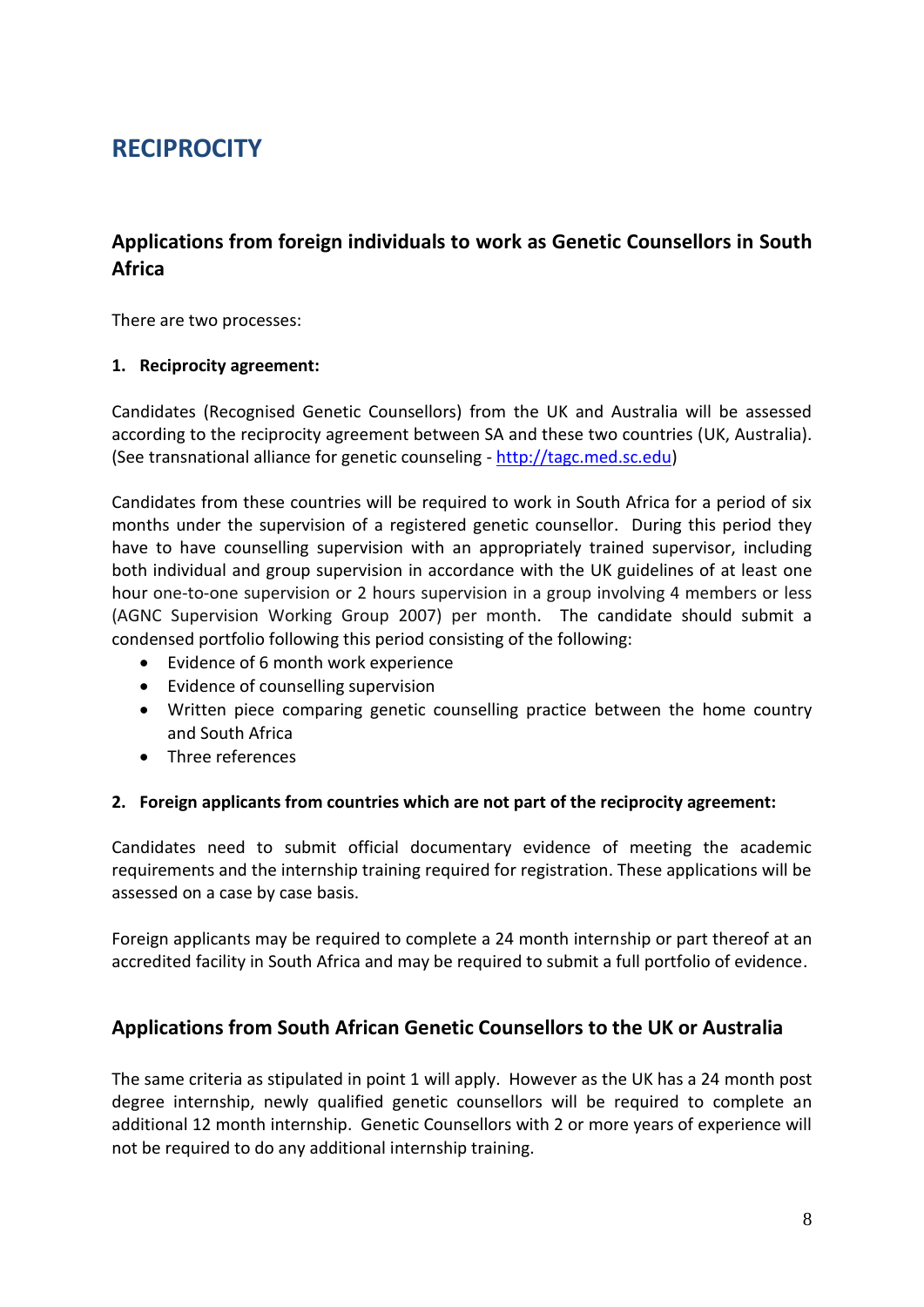# RECIPROCITY

## Applications from foreign individuals to work as Genetic Counsellors in South Africa

There are two processes:

**1. Reciprocity agreement:**

Candidates (Recognised Genetic Counsellors) from the UK and Australia will be assessed according to the reciprocity agreement between SA and these two countries (UK, Australia). (See transnational alliance for genetic counseling - http://tagc.med.sc.edu)

Candidates from these countries will be required to work in South Africa for a period of six months under the supervision of a registered genetic counsellor. During this period they have to have counselling supervision with an appropriately trained supervisor, including both individual and group supervision in accordance with the UK guidelines of at least one hour one-to-one supervision or 2 hours supervision in a group involving 4 members or less (AGNC Supervision Working Group 2007) per month. The candidate should submit a condensed portfolio following this period consisting of the following:

- Evidence of 6 month work experience
- Evidence of counselling supervision
- Written piece comparing genetic counselling practice between the home country and South Africa
- Three references

**2. Foreign applicants from countries which are not part of the reciprocity agreement:**

Candidates need to submit official documentary evidence of meeting the academic requirements and the internship training required for registration. These applications will be assessed on a case by case basis.

Foreign applicants may be required to complete a 24 month internship or part thereof at an accredited facility in South Africa and may be required to submit a full portfolio of evidence.

## Applications from South African Genetic Counsellors to the UK or Australia

The same criteria as stipulated in point 1 will apply. However as the UK has a 24 month post degree internship, newly qualified genetic counsellors will be required to complete an additional 12 month internship. Genetic Counsellors with 2 or more years of experience will not be required to do any additional internship training.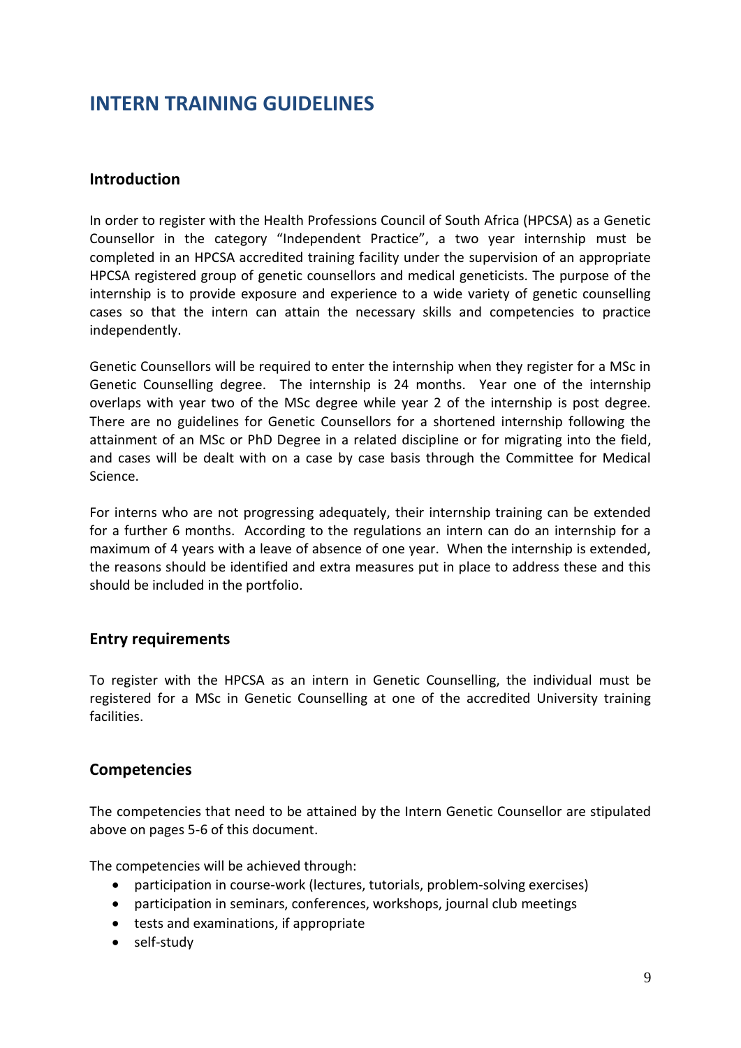# INTERN TRAINING GUIDELINES

## Introduction

In order to register with the Health Professions Council of South Africa (HPCSA) as a Genetic Counsellor in the category "Independent Practice", a two year internship must be completed in an HPCSA accredited training facility under the supervision of an appropriate HPCSA registered group of genetic counsellors and medical geneticists. The purpose of the internship is to provide exposure and experience to a wide variety of genetic counselling cases so that the intern can attain the necessary skills and competencies to practice independently.

Genetic Counsellors will be required to enter the internship when they register for a MSc in Genetic Counselling degree. The internship is 24 months. Year one of the internship overlaps with year two of the MSc degree while year 2 of the internship is post degree. There are no guidelines for Genetic Counsellors for a shortened internship following the attainment of an MSc or PhD Degree in a related discipline or for migrating into the field, and cases will be dealt with on a case by case basis through the Committee for Medical Science.

For interns who are not progressing adequately, their internship training can be extended for a further 6 months. According to the regulations an intern can do an internship for a maximum of 4 years with a leave of absence of one year. When the internship is extended, the reasons should be identified and extra measures put in place to address these and this should be included in the portfolio.

## Entry requirements

To register with the HPCSA as an intern in Genetic Counselling, the individual must be registered for a MSc in Genetic Counselling at one of the accredited University training facilities.

## Competencies

The competencies that need to be attained by the Intern Genetic Counsellor are stipulated above on pages 5-6 of this document.

The competencies will be achieved through:

- participation in course-work (lectures, tutorials, problem-solving exercises)
- participation in seminars, conferences, workshops, journal club meetings
- tests and examinations, if appropriate
- self-study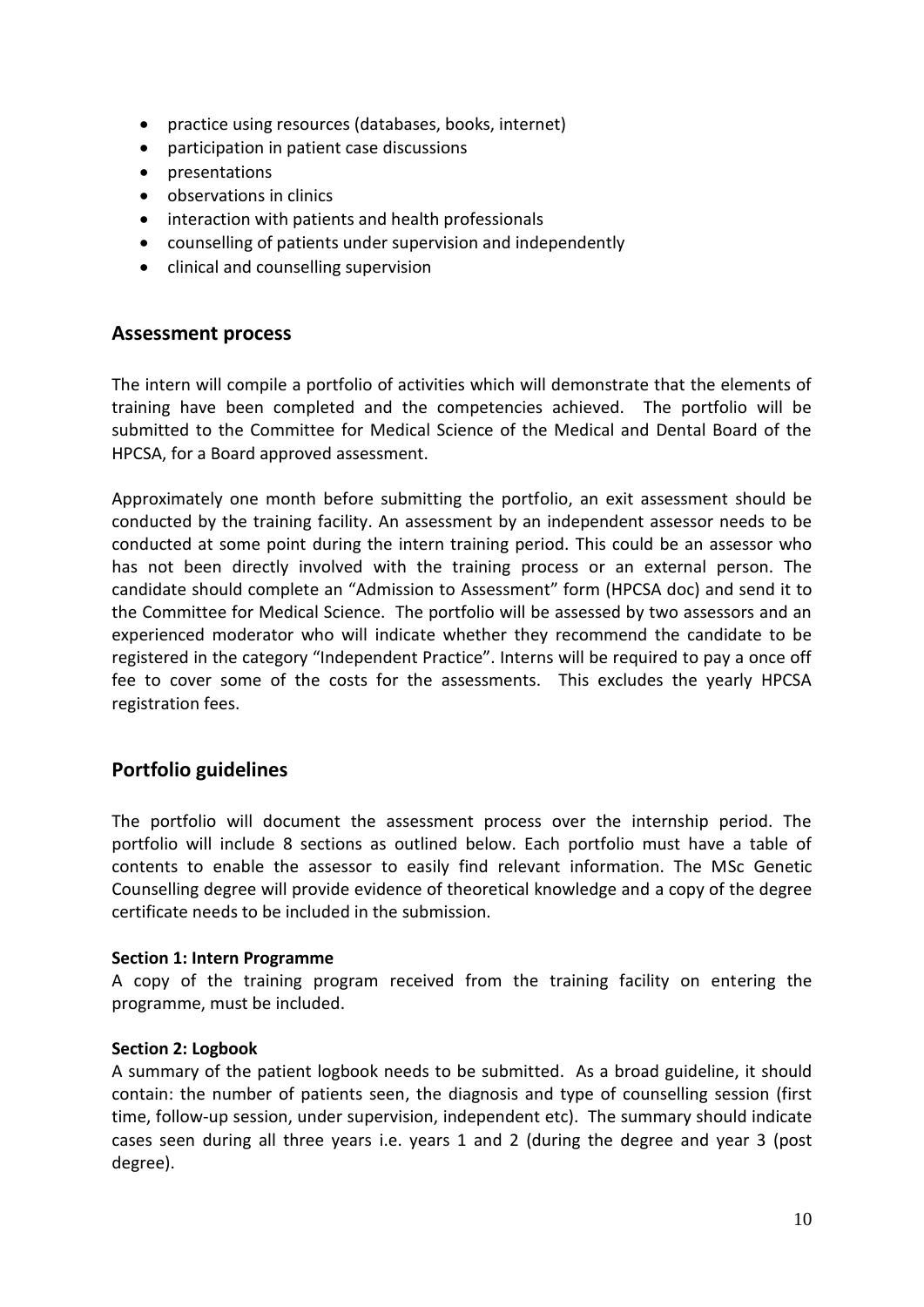- practice using resources (databases, books, internet)
- participation in patient case discussions
- presentations
- observations in clinics
- interaction with patients and health professionals
- counselling of patients under supervision and independently
- clinical and counselling supervision

## Assessment process

The intern will compile a portfolio of activities which will demonstrate that the elements of training have been completed and the competencies achieved. The portfolio will be submitted to the Committee for Medical Science of the Medical and Dental Board of the HPCSA, for a Board approved assessment.

Approximately one month before submitting the portfolio, an exit assessment should be conducted by the training facility. An assessment by an independent assessor needs to be conducted at some point during the intern training period. This could be an assessor who has not been directly involved with the training process or an external person. The candidate should complete an "Admission to Assessment" form (HPCSA doc) and send it to the Committee for Medical Science. The portfolio will be assessed by two assessors and an experienced moderator who will indicate whether they recommend the candidate to be registered in the category "Independent Practice". Interns will be required to pay a once off fee to cover some of the costs for the assessments. This excludes the yearly HPCSA registration fees.

## Portfolio guidelines

The portfolio will document the assessment process over the internship period. The portfolio will include 8 sections as outlined below. Each portfolio must have a table of contents to enable the assessor to easily find relevant information. The MSc Genetic Counselling degree will provide evidence of theoretical knowledge and a copy of the degree certificate needs to be included in the submission.

**Section 1: Intern Programme**

A copy of the training program received from the training facility on entering the programme, must be included.

**Section 2: Logbook**

A summary of the patient logbook needs to be submitted. As a broad guideline, it should contain: the number of patients seen, the diagnosis and type of counselling session (first time, follow-up session, under supervision, independent etc). The summary should indicate cases seen during all three years i.e. years 1 and 2 (during the degree and year 3 (post degree).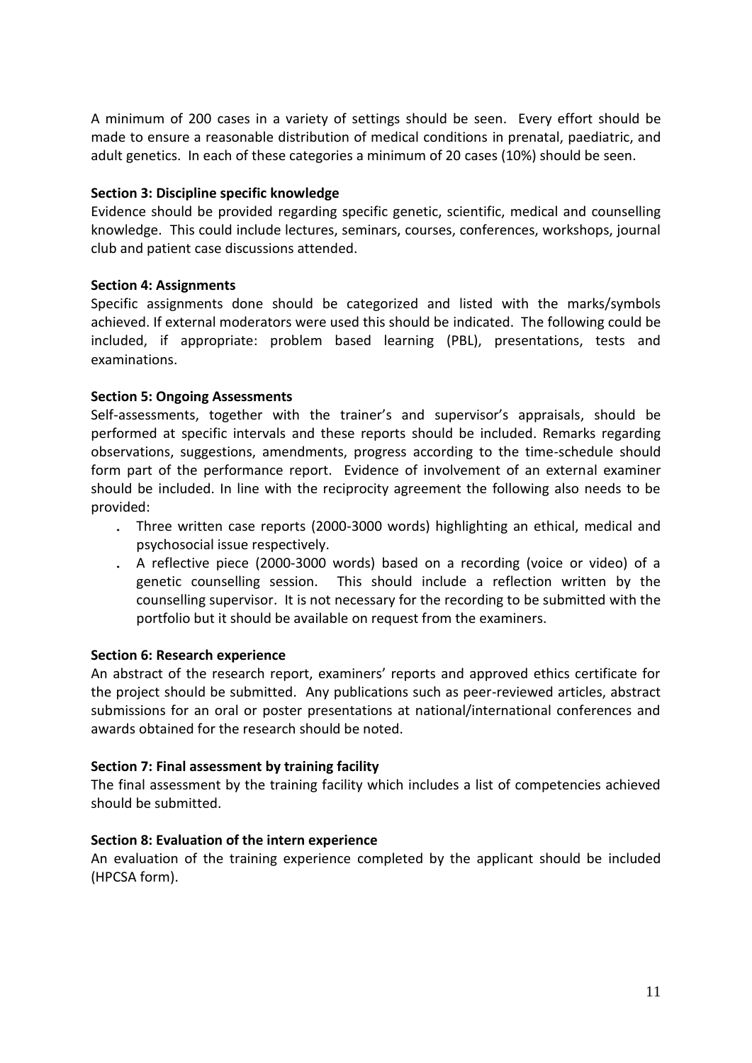A minimum of 200 cases in a variety of settings should be seen. Every effort should be made to ensure a reasonable distribution of medical conditions in prenatal, paediatric, and adult genetics. In each of these categories a minimum of 20 cases (10%) should be seen.

**Section 3: Discipline specific knowledge**

Evidence should be provided regarding specific genetic, scientific, medical and counselling knowledge. This could include lectures, seminars, courses, conferences, workshops, journal club and patient case discussions attended.

**Section 4: Assignments**

Specific assignments done should be categorized and listed with the marks/symbols achieved. If external moderators were used this should be indicated. The following could be included, if appropriate: problem based learning (PBL), presentations, tests and examinations.

**Section 5: Ongoing Assessments**

Self-assessments, together with the trainer's and supervisor's appraisals, should be performed at specific intervals and these reports should be included. Remarks regarding observations, suggestions, amendments, progress according to the time-schedule should form part of the performance report. Evidence of involvement of an external examiner should be included. In line with the reciprocity agreement the following also needs to be provided:

- Three written case reports (2000-3000 words) highlighting an ethical, medical and psychosocial issue respectively.
- A reflective piece (2000-3000 words) based on a recording (voice or video) of a genetic counselling session. This should include a reflection written by the counselling supervisor. It is not necessary for the recording to be submitted with the portfolio but it should be available on request from the examiners.

**Section 6: Research experience**

An abstract of the research report, examiners' reports and approved ethics certificate for the project should be submitted. Any publications such as peer-reviewed articles, abstract submissions for an oral or poster presentations at national/international conferences and awards obtained for the research should be noted.

**Section 7: Final assessment by training facility**

The final assessment by the training facility which includes a list of competencies achieved should be submitted.

**Section 8: Evaluation of the intern experience**

An evaluation of the training experience completed by the applicant should be included (HPCSA form).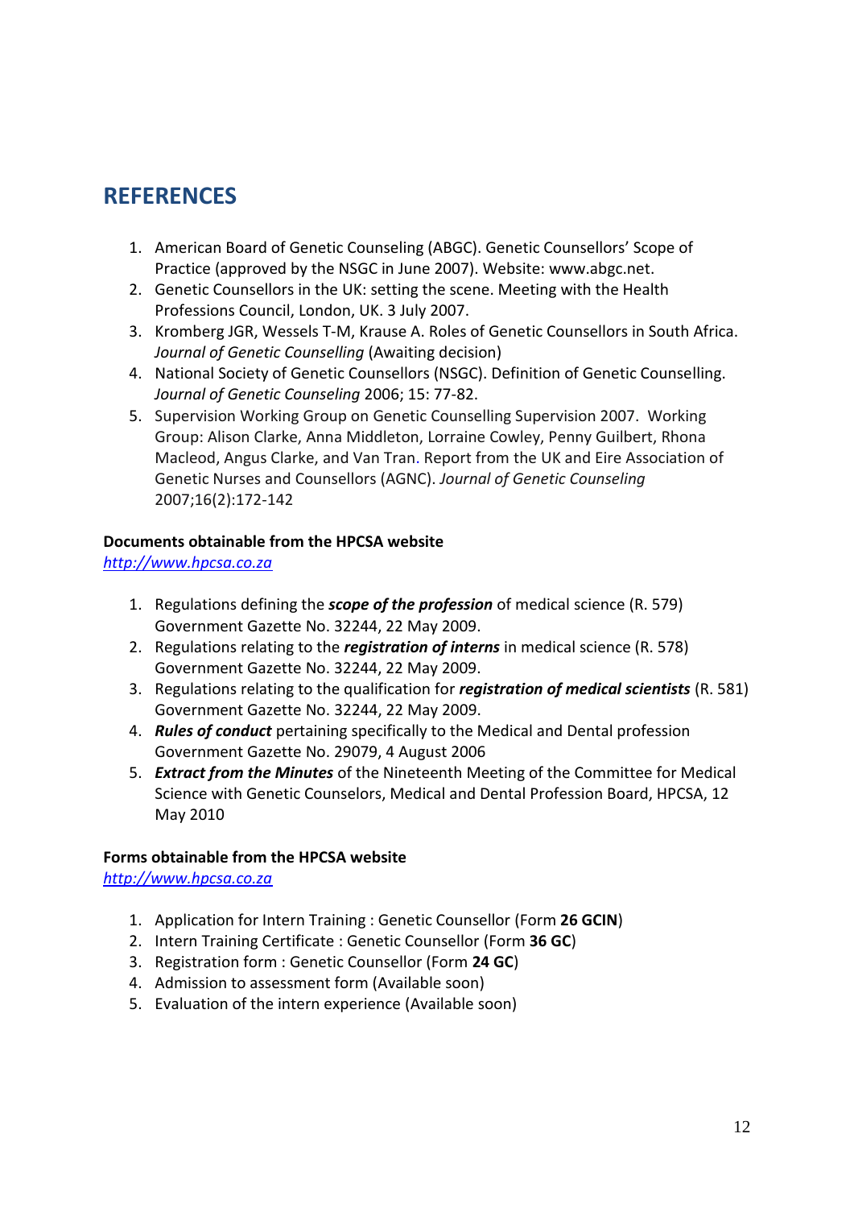# REFERENCES

1. American Board of Genetic Counseling (ABGC). Genetic Counsellors' Scope of Practice (approved by the NSGC in June 2007). Website: www.abgc.net.
2. Genetic Counsellors in the UK: setting the scene. Meeting with the Health Professions Council, London, UK. 3 July 2007.
3. Kromberg JGR, Wessels T-M, Krause A. Roles of Genetic Counsellors in South Africa. *Journal of Genetic Counselling* (Awaiting decision)
4. National Society of Genetic Counsellors (NSGC). Definition of Genetic Counselling. *Journal of Genetic Counseling* 2006; 15: 77-82.
5. Supervision Working Group on Genetic Counselling Supervision 2007. Working Group: Alison Clarke, Anna Middleton, Lorraine Cowley, Penny Guilbert, Rhona Macleod, Angus Clarke, and Van Tran. Report from the UK and Eire Association of Genetic Nurses and Counsellors (AGNC). *Journal of Genetic Counseling* 2007;16(2):172-142

**Documents obtainable from the HPCSA website**
*http://www.hpcsa.co.za*

1. Regulations defining the ***scope of the profession*** of medical science (R. 579) Government Gazette No. 32244, 22 May 2009.
2. Regulations relating to the ***registration of interns*** in medical science (R. 578) Government Gazette No. 32244, 22 May 2009.
3. Regulations relating to the qualification for ***registration of medical scientists*** (R. 581) Government Gazette No. 32244, 22 May 2009.
4. ***Rules of conduct*** pertaining specifically to the Medical and Dental profession Government Gazette No. 29079, 4 August 2006
5. ***Extract from the Minutes*** of the Nineteenth Meeting of the Committee for Medical Science with Genetic Counselors, Medical and Dental Profession Board, HPCSA, 12 May 2010

**Forms obtainable from the HPCSA website**
*http://www.hpcsa.co.za*

1. Application for Intern Training : Genetic Counsellor (Form **26 GCIN**)
2. Intern Training Certificate : Genetic Counsellor (Form **36 GC**)
3. Registration form : Genetic Counsellor (Form **24 GC**)
4. Admission to assessment form (Available soon)
5. Evaluation of the intern experience (Available soon)